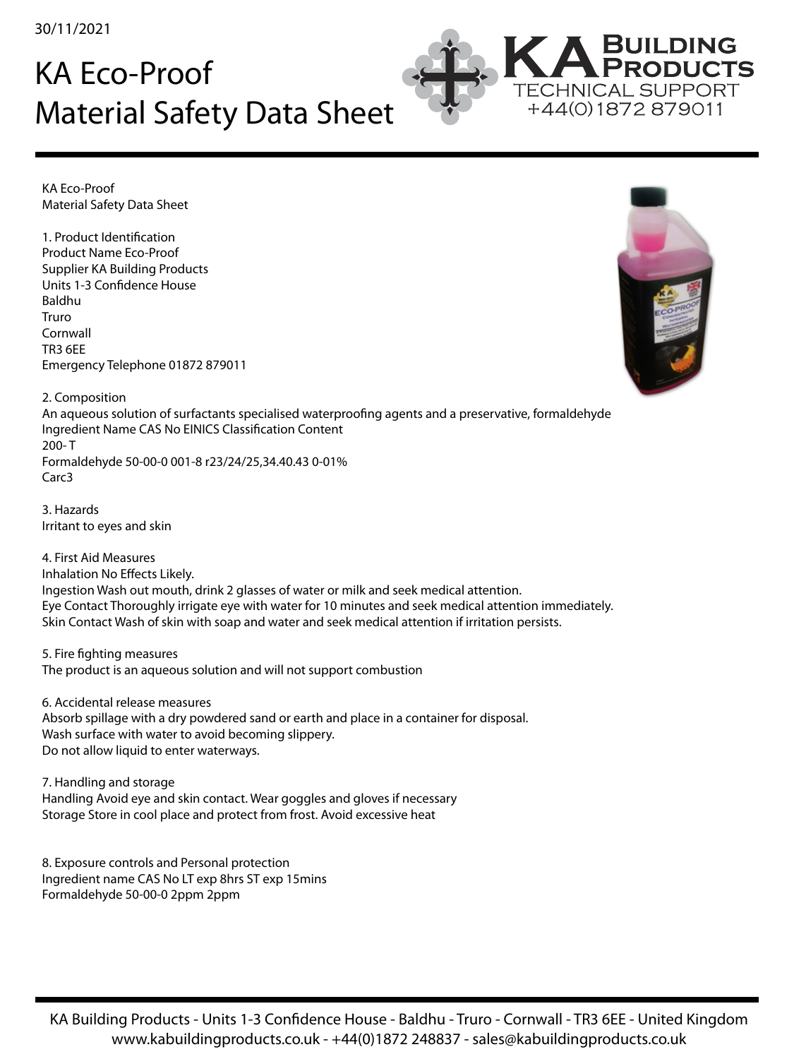30/11/2021

# KA Eco-Proof
# Material Safety Data Sheet

KA Eco-Proof
Material Safety Data Sheet

1. Product Identification
Product Name Eco-Proof
Supplier KA Building Products
Units 1-3 Confidence House
Baldhu
Truro
Cornwall
TR3 6EE
Emergency Telephone 01872 879011

2. Composition
An aqueous solution of surfactants specialised waterproofing agents and a preservative, formaldehyde
Ingredient Name CAS No EINICS Classification Content
200- T
Formaldehyde 50-00-0 001-8 r23/24/25,34.40.43 0-01%
Carc3

3. Hazards
Irritant to eyes and skin

4. First Aid Measures
Inhalation No Effects Likely.
Ingestion Wash out mouth, drink 2 glasses of water or milk and seek medical attention.
Eye Contact Thoroughly irrigate eye with water for 10 minutes and seek medical attention immediately.
Skin Contact Wash of skin with soap and water and seek medical attention if irritation persists.

5. Fire fighting measures
The product is an aqueous solution and will not support combustion

6. Accidental release measures
Absorb spillage with a dry powdered sand or earth and place in a container for disposal.
Wash surface with water to avoid becoming slippery.
Do not allow liquid to enter waterways.

7. Handling and storage
Handling Avoid eye and skin contact. Wear goggles and gloves if necessary
Storage Store in cool place and protect from frost. Avoid excessive heat

8. Exposure controls and Personal protection
Ingredient name CAS No LT exp 8hrs ST exp 15mins
Formaldehyde 50-00-0 2ppm 2ppm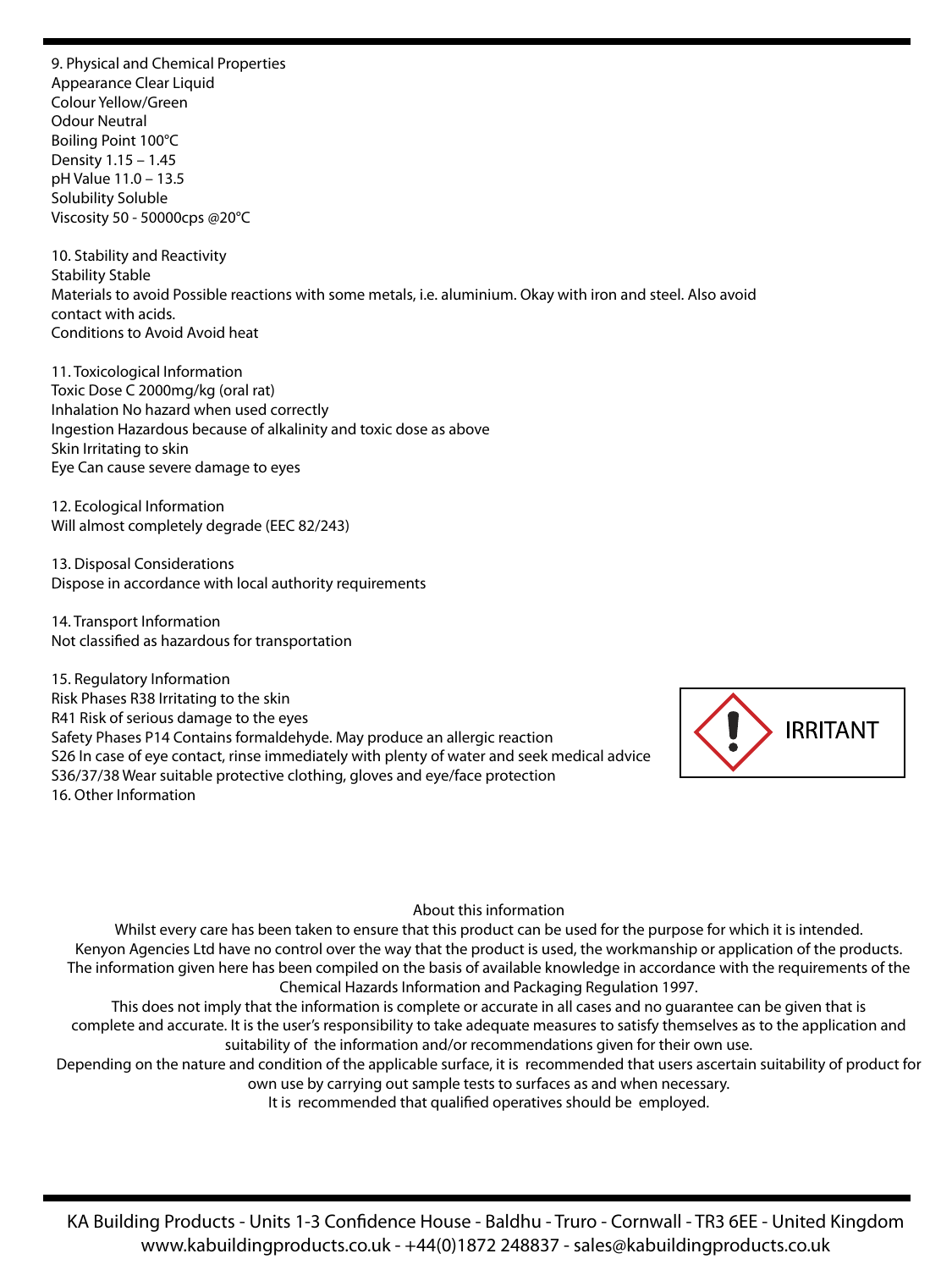## 9. Physical and Chemical Properties

Appearance Clear Liquid
Colour Yellow/Green
Odour Neutral
Boiling Point 100°C
Density 1.15 – 1.45
pH Value 11.0 – 13.5
Solubility Soluble
Viscosity 50 - 50000cps @20°C

## 10. Stability and Reactivity

Stability Stable
Materials to avoid Possible reactions with some metals, i.e. aluminium. Okay with iron and steel. Also avoid contact with acids.
Conditions to Avoid Avoid heat

## 11. Toxicological Information

Toxic Dose C 2000mg/kg (oral rat)
Inhalation No hazard when used correctly
Ingestion Hazardous because of alkalinity and toxic dose as above
Skin Irritating to skin
Eye Can cause severe damage to eyes

## 12. Ecological Information

Will almost completely degrade (EEC 82/243)

## 13. Disposal Considerations

Dispose in accordance with local authority requirements

## 14. Transport Information

Not classified as hazardous for transportation

## 15. Regulatory Information

Risk Phases R38 Irritating to the skin
R41 Risk of serious damage to the eyes
Safety Phases P14 Contains formaldehyde. May produce an allergic reaction
S26 In case of eye contact, rinse immediately with plenty of water and seek medical advice
S36/37/38 Wear suitable protective clothing, gloves and eye/face protection

IRRITANT

## 16. Other Information

About this information

Whilst every care has been taken to ensure that this product can be used for the purpose for which it is intended. Kenyon Agencies Ltd have no control over the way that the product is used, the workmanship or application of the products. The information given here has been compiled on the basis of available knowledge in accordance with the requirements of the Chemical Hazards Information and Packaging Regulation 1997.

This does not imply that the information is complete or accurate in all cases and no guarantee can be given that is complete and accurate. It is the user's responsibility to take adequate measures to satisfy themselves as to the application and suitability of the information and/or recommendations given for their own use.

Depending on the nature and condition of the applicable surface, it is recommended that users ascertain suitability of product for own use by carrying out sample tests to surfaces as and when necessary.

It is recommended that qualified operatives should be employed.

KA Building Products - Units 1-3 Confidence House - Baldhu - Truro - Cornwall - TR3 6EE - United Kingdom
www.kabuildingproducts.co.uk - +44(0)1872 248837 - sales@kabuildingproducts.co.uk